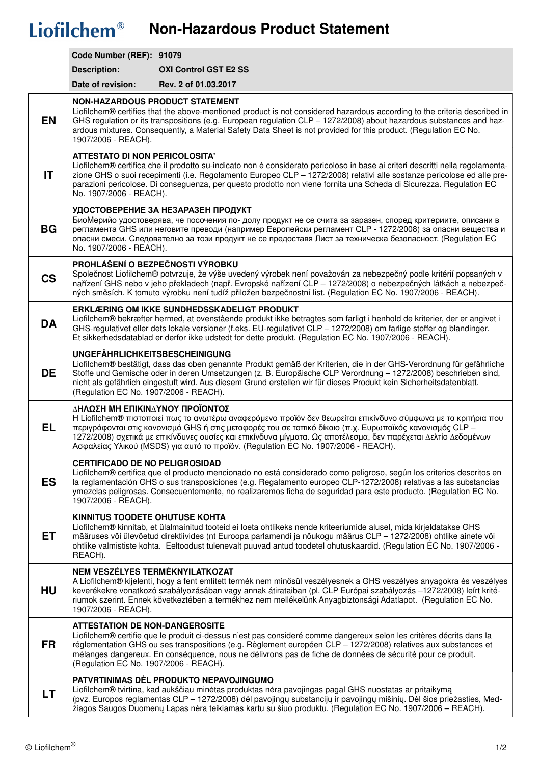# Liofilchem® Non-Hazardous Product Statement

| | |
|---|---|
| **Code Number (REF):** | **91079** |
| **Description:** | **OXI Control GST E2 SS** |
| **Date of revision:** | **Rev. 2 of 01.03.2017** |

| | |
|---|---|
| **EN** | **NON-HAZARDOUS PRODUCT STATEMENT**<br>Liofilchem® certifies that the above-mentioned product is not considered hazardous according to the criteria described in GHS regulation or its transpositions (e.g. European regulation CLP – 1272/2008) about hazardous substances and hazardous mixtures. Consequently, a Material Safety Data Sheet is not provided for this product. (Regulation EC No. 1907/2006 - REACH). |
| **IT** | **ATTESTATO DI NON PERICOLOSITA'**<br>Liofilchem® certifica che il prodotto su-indicato non è considerato pericoloso in base ai criteri descritti nella regolamentazione GHS o suoi recepimenti (i.e. Regolamento Europeo CLP – 1272/2008) relativi alle sostanze pericolose ed alle preparazioni pericolose. Di conseguenza, per questo prodotto non viene fornita una Scheda di Sicurezza. Regulation EC No. 1907/2006 - REACH). |
| **BG** | **УДОСТОВЕРЕНИЕ ЗА НЕЗАРАЗЕН ПРОДУКТ**<br>БиоМерийо удостоверява, че посочения по- долу продукт не се счита за заразен, според критериите, описани в регламента GHS или неговите преводи (например Европейски регламент CLP - 1272/2008) за опасни вещества и опасни смеси. Следователно за този продукт не се предоставя Лист за техническа безопасност. (Regulation EC No. 1907/2006 - REACH). |
| **CS** | **PROHLÁŠENÍ O BEZPEČNOSTI VÝROBKU**<br>Společnost Liofilchem® potvrzuje, že výše uvedený výrobek není považován za nebezpečný podle kritérií popsaných v nařízení GHS nebo v jeho překladech (např. Evropské nařízení CLP – 1272/2008) o nebezpečných látkách a nebezpečných směsích. K tomuto výrobku není tudíž přiložen bezpečnostní list. (Regulation EC No. 1907/2006 - REACH). |
| **DA** | **ERKLÆRING OM IKKE SUNDHEDSSKADELIGT PRODUKT**<br>Liofilchem® bekræfter hermed, at ovenstående produkt ikke betragtes som farligt i henhold de kriterier, der er angivet i GHS-regulativet eller dets lokale versioner (f.eks. EU-regulativet CLP – 1272/2008) om farlige stoffer og blandinger. Et sikkerhedsdatablad er derfor ikke udstedt for dette produkt. (Regulation EC No. 1907/2006 - REACH). |
| **DE** | **UNGEFÄHRLICHKEITSBESCHEINIGUNG**<br>Liofilchem® bestätigt, dass das oben genannte Produkt gemäß der Kriterien, die in der GHS-Verordnung für gefährliche Stoffe und Gemische oder in deren Umsetzungen (z. B. Europäische CLP Verordnung – 1272/2008) beschrieben sind, nicht als gefährlich eingestuft wird. Aus diesem Grund erstellen wir für dieses Produkt kein Sicherheitsdatenblatt. (Regulation EC No. 1907/2006 - REACH). |
| **EL** | **ΔΗΛΩΣΗ ΜΗ ΕΠΙΚΙΝΔΥΝΟΥ ΠΡΟΪΟΝΤΟΣ**<br>Η Liofilchem® πιστοποιεί πως το ανωτέρω αναφερόμενο προϊόν δεν θεωρείται επικίνδυνο σύμφωνα με τα κριτήρια που περιγράφονται στις κανονισμό GHS ή στις μεταφορές του σε τοπικό δίκαιο (π.χ. Ευρωπαϊκός κανονισμός CLP – 1272/2008) σχετικά με επικίνδυνες ουσίες και επικίνδυνα μίγματα. Ως αποτέλεσμα, δεν παρέχεται Δελτίο Δεδομένων Ασφαλείας Υλικού (MSDS) για αυτό το προϊόν. (Regulation EC No. 1907/2006 - REACH). |
| **ES** | **CERTIFICADO DE NO PELIGROSIDAD**<br>Liofilchem® certifica que el producto mencionado no está considerado como peligroso, según los criterios descritos en la reglamentación GHS o sus transposiciones (e.g. Regalamento europeo CLP-1272/2008) relativas a las substancias ymezclas peligrosas. Consecuentemente, no realizaremos ficha de seguridad para este producto. (Regulation EC No. 1907/2006 - REACH). |
| **ET** | **KINNITUS TOODETE OHUTUSE KOHTA**<br>Liofilchem® kinnitab, et ülalmainitud tooteid ei loeta ohtlikeks nende kriteeriumide alusel, mida kirjeldatakse GHS määruses või ülevõetud direktiivides (nt Euroopa parlamendi ja nõukogu määrus CLP – 1272/2008) ohtlike ainete või ohtlike valmististe kohta. Eeltoodust tulenevalt puuvad antud toodetel ohutuskaardid. (Regulation EC No. 1907/2006 - REACH). |
| **HU** | **NEM VESZÉLYES TERMÉKNYILATKOZAT**<br>A Liofilchem® kijelenti, hogy a fent említett termék nem minősül veszélyesnek a GHS veszélyes anyagokra és veszélyes keverékekre vonatkozó szabályozásában vagy annak átirataiban (pl. CLP Európai szabályozás –1272/2008) leírt kritériumok szerint. Ennek következtében a termékhez nem mellékelünk Anyagbiztonsági Adatlapot. (Regulation EC No. 1907/2006 - REACH). |
| **FR** | **ATTESTATION DE NON-DANGEROSITE**<br>Liofilchem® certifie que le produit ci-dessus n'est pas consideré comme dangereux selon les critères décrits dans la réglementation GHS ou ses transpositions (e.g. Règlement européen CLP – 1272/2008) relatives aux substances et mélanges dangereux. En conséquence, nous ne délivrons pas de fiche de données de sécurité pour ce produit. (Regulation EC No. 1907/2006 - REACH). |
| **LT** | **PATVRTINIMAS DĖL PRODUKTO NEPAVOJINGUMO**<br>Liofilchem® tvirtina, kad aukščiau minėtas produktas nėra pavojingas pagal GHS nuostatas ar pritaikymą (pvz. Europos reglamentas CLP – 1272/2008) dėl pavojingų substancijų ir pavojingų mišinių. Dėl šios priežasties, Medžiagos Saugos Duomenų Lapas nėra teikiamas kartu su šiuo produktu. (Regulation EC No. 1907/2006 – REACH). |

© Liofilchem®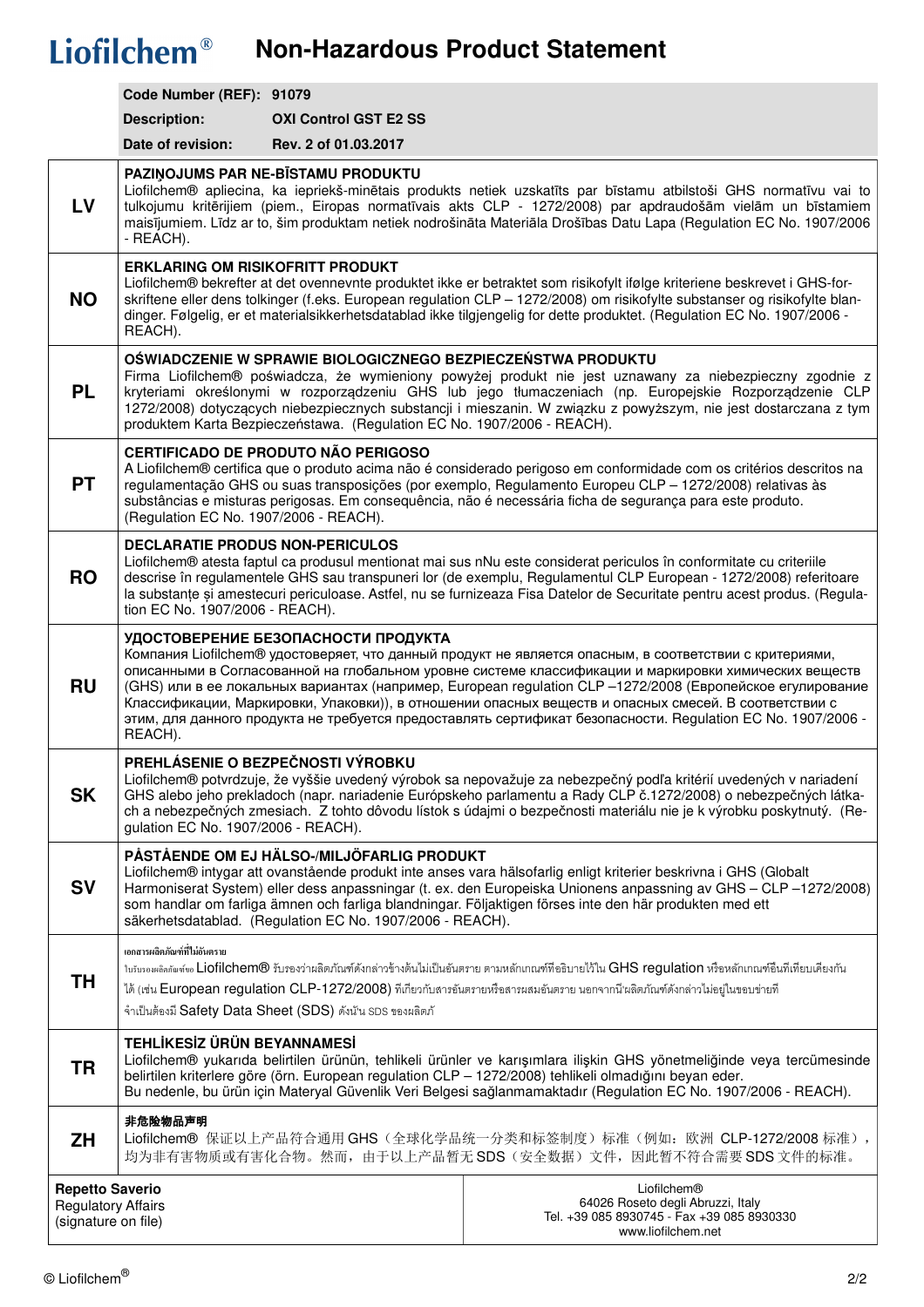**Liofilchem®** **Non-Hazardous Product Statement**

| | |
|---|---|
| **Code Number (REF):** | **91079** |
| **Description:** | **OXI Control GST E2 SS** |
| **Date of revision:** | **Rev. 2 of 01.03.2017** |

| | |
|---|---|
| **LV** | **PAZIŅOJUMS PAR NE-BĪSTAMU PRODUKTU**<br>Liofilchem® apliecina, ka iepriekš-minētais produkts netiek uzskatīts par bīstamu atbilstoši GHS normatīvu vai to tulkojumu kritērijiem (piem., Eiropas normatīvais akts CLP - 1272/2008) par apdraudošām vielām un bīstamiem maisījumiem. Līdz ar to, šim produktam netiek nodrošināta Materiāla Drošības Datu Lapa (Regulation EC No. 1907/2006 - REACH). |
| **NO** | **ERKLARING OM RISIKOFRITT PRODUKT**<br>Liofilchem® bekrefter at det ovennevnte produktet ikke er betraktet som risikofylt ifølge kriteriene beskrevet i GHS-forskriftene eller dens tolkinger (f.eks. European regulation CLP – 1272/2008) om risikofylte substanser og risikofylte blandinger. Følgelig, er et materialsikkerhetsdatablad ikke tilgjengelig for dette produktet. (Regulation EC No. 1907/2006 - REACH). |
| **PL** | **OŚWIADCZENIE W SPRAWIE BIOLOGICZNEGO BEZPIECZEŃSTWA PRODUKTU**<br>Firma Liofilchem® poświadcza, że wymieniony powyżej produkt nie jest uznawany za niebezpieczny zgodnie z kryteriami określonymi w rozporządzeniu GHS lub jego tłumaczeniach (np. Europejskie Rozporządzenie CLP 1272/2008) dotyczących niebezpiecznych substancji i mieszanin. W związku z powyższym, nie jest dostarczana z tym produktem Karta Bezpieczeństawa. (Regulation EC No. 1907/2006 - REACH). |
| **PT** | **CERTIFICADO DE PRODUTO NÃO PERIGOSO**<br>A Liofilchem® certifica que o produto acima não é considerado perigoso em conformidade com os critérios descritos na regulamentação GHS ou suas transposições (por exemplo, Regulamento Europeu CLP – 1272/2008) relativas às substâncias e misturas perigosas. Em consequência, não é necessária ficha de segurança para este produto. (Regulation EC No. 1907/2006 - REACH). |
| **RO** | **DECLARATIE PRODUS NON-PERICULOS**<br>Liofilchem® atesta faptul ca produsul mentionat mai sus nNu este considerat periculos în conformitate cu criteriile descrise în regulamentele GHS sau transpuneri lor (de exemplu, Regulamentul CLP European - 1272/2008) referitoare la substanțe și amestecuri periculoase. Astfel, nu se furnizeaza Fisa Datelor de Securitate pentru acest produs. (Regulation EC No. 1907/2006 - REACH). |
| **RU** | **УДОСТОВЕРЕНИЕ БЕЗОПАСНОСТИ ПРОДУКТА**<br>Компания Liofilchem® удостоверяет, что данный продукт не является опасным, в соответствии с критериями, описанными в Согласованной на глобальном уровне системе классификации и маркировки химических веществ (GHS) или в ее локальных вариантах (например, European regulation CLP –1272/2008 (Европейское егулирование Классификации, Маркировки, Упаковки)), в отношении опасных веществ и опасных смесей. В соответствии с этим, для данного продукта не требуется предоставлять сертификат безопасности. Regulation EC No. 1907/2006 - REACH). |
| **SK** | **PREHLÁSENIE O BEZPEČNOSTI VÝROBKU**<br>Liofilchem® potvrdzuje, že vyššie uvedený výrobok sa nepovažuje za nebezpečný podľa kritérií uvedených v nariadení GHS alebo jeho prekladoch (napr. nariadenie Európskeho parlamentu a Rady CLP č.1272/2008) o nebezpečných látkach a nebezpečných zmesiach. Z tohto dôvodu lístok s údajmi o bezpečnosti materiálu nie je k výrobku poskytnutý. (Regulation EC No. 1907/2006 - REACH). |
| **SV** | **PÅSTÅENDE OM EJ HÄLSO-/MILJÖFARLIG PRODUKT**<br>Liofilchem® intygar att ovanstående produkt inte anses vara hälsofarlig enligt kriterier beskrivna i GHS (Globalt Harmoniserat System) eller dess anpassningar (t. ex. den Europeiska Unionens anpassning av GHS – CLP –1272/2008) som handlar om farliga ämnen och farliga blandningar. Följaktigen förses inte den här produkten med ett säkerhetsdatablad. (Regulation EC No. 1907/2006 - REACH). |
| **TH** | **เอกสารผลิตภัณฑ์ที่ไม่อันตราย**<br>ใบรับรองผลิตภัณฑ์ของ Liofilchem® รับรองว่าผลิตภัณฑ์ดังกล่าวข้างต้นไม่เป็นอันตราย ตามหลักเกณฑ์ที่อธิบายไว้ใน GHS regulation หรือหลักเกณฑ์อื่นที่เทียบเคียงกันได้ (เช่น European regulation CLP-1272/2008) ที่เกี่ยวกับสารอันตรายหรือสารผสมอันตราย นอกจากนี้ผลิตภัณฑ์ดังกล่าวไม่อยู่ในขอบข่ายที่จำเป็นต้องมี Safety Data Sheet (SDS) ดังนั้น SDS ของผลิตภั |
| **TR** | **TEHLİKESİZ ÜRÜN BEYANNAMESİ**<br>Liofilchem® yukarıda belirtilen ürünün, tehlikeli ürünler ve karışımlara ilişkin GHS yönetmeliğinde veya tercümesinde belirtilen kriterlere göre (örn. European regulation CLP – 1272/2008) tehlikeli olmadığını beyan eder.<br>Bu nedenle, bu ürün için Materyal Güvenlik Veri Belgesi sağlanmamaktadır (Regulation EC No. 1907/2006 - REACH). |
| **ZH** | **非危险物品声明**<br>Liofilchem® 保证以上产品符合通用 GHS（全球化学品统一分类和标签制度）标准（例如：欧洲 CLP-1272/2008 标准），均为非有害物质或有害化合物。然而，由于以上产品暂无 SDS（安全数据）文件，因此暂不符合需要 SDS 文件的标准。 |

| | |
|---|---|
| **Repetto Saverio**<br>Regulatory Affairs<br>(signature on file) | Liofilchem®<br>64026 Roseto degli Abruzzi, Italy<br>Tel. +39 085 8930745 - Fax +39 085 8930330<br>www.liofilchem.net |

© Liofilchem®